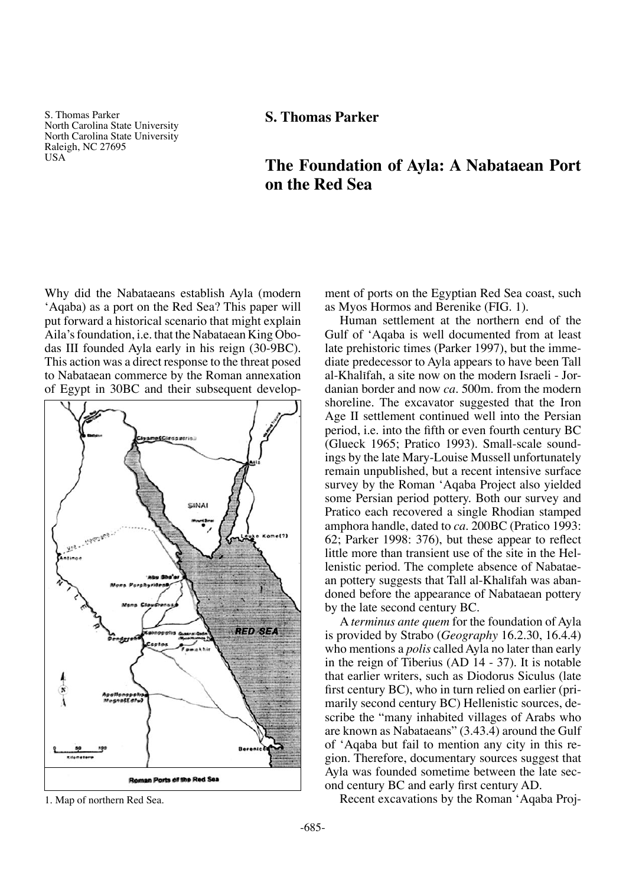S. Thomas Parker
North Carolina State University
North Carolina State University
Raleigh, NC 27695
USA

**S. Thomas Parker**

# The Foundation of Ayla: A Nabataean Port on the Red Sea

Why did the Nabataeans establish Ayla (modern 'Aqaba) as a port on the Red Sea? This paper will put forward a historical scenario that might explain Aila's foundation, i.e. that the Nabataean King Obodas III founded Ayla early in his reign (30-9BC). This action was a direct response to the threat posed to Nabataean commerce by the Roman annexation of Egypt in 30BC and their subsequent development of ports on the Egyptian Red Sea coast, such as Myos Hormos and Berenike (FIG. 1).

1. Map of northern Red Sea.

Human settlement at the northern end of the Gulf of 'Aqaba is well documented from at least late prehistoric times (Parker 1997), but the immediate predecessor to Ayla appears to have been Tall al-Khalīfah, a site now on the modern Israeli - Jordanian border and now *ca*. 500m. from the modern shoreline. The excavator suggested that the Iron Age II settlement continued well into the Persian period, i.e. into the fifth or even fourth century BC (Glueck 1965; Pratico 1993). Small-scale soundings by the late Mary-Louise Mussell unfortunately remain unpublished, but a recent intensive surface survey by the Roman 'Aqaba Project also yielded some Persian period pottery. Both our survey and Pratico each recovered a single Rhodian stamped amphora handle, dated to *ca*. 200BC (Pratico 1993: 62; Parker 1998: 376), but these appear to reflect little more than transient use of the site in the Hellenistic period. The complete absence of Nabataean pottery suggests that Tall al-Khalīfah was abandoned before the appearance of Nabataean pottery by the late second century BC.

A *terminus ante quem* for the foundation of Ayla is provided by Strabo (*Geography* 16.2.30, 16.4.4) who mentions a *polis* called Ayla no later than early in the reign of Tiberius (AD 14 - 37). It is notable that earlier writers, such as Diodorus Siculus (late first century BC), who in turn relied on earlier (primarily second century BC) Hellenistic sources, describe the "many inhabited villages of Arabs who are known as Nabataeans" (3.43.4) around the Gulf of 'Aqaba but fail to mention any city in this region. Therefore, documentary sources suggest that Ayla was founded sometime between the late second century BC and early first century AD.

Recent excavations by the Roman 'Aqaba Proj-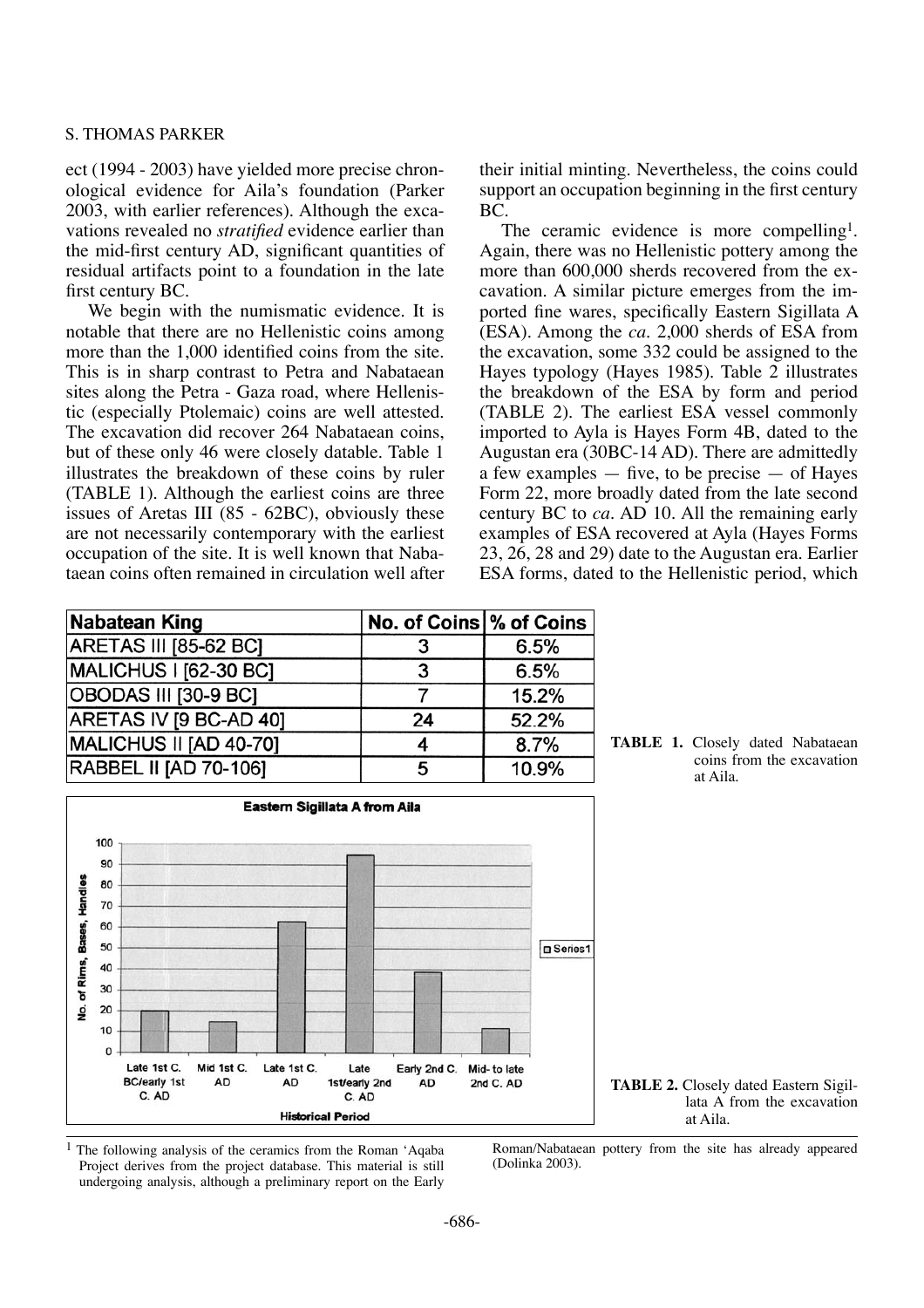ect (1994 - 2003) have yielded more precise chronological evidence for Aila's foundation (Parker 2003, with earlier references). Although the excavations revealed no *stratified* evidence earlier than the mid-first century AD, significant quantities of residual artifacts point to a foundation in the late first century BC.

We begin with the numismatic evidence. It is notable that there are no Hellenistic coins among more than the 1,000 identified coins from the site. This is in sharp contrast to Petra and Nabataean sites along the Petra - Gaza road, where Hellenistic (especially Ptolemaic) coins are well attested. The excavation did recover 264 Nabataean coins, but of these only 46 were closely datable. Table 1 illustrates the breakdown of these coins by ruler (TABLE 1). Although the earliest coins are three issues of Aretas III (85 - 62BC), obviously these are not necessarily contemporary with the earliest occupation of the site. It is well known that Nabataean coins often remained in circulation well after their initial minting. Nevertheless, the coins could support an occupation beginning in the first century BC.

The ceramic evidence is more compelling[1]. Again, there was no Hellenistic pottery among the more than 600,000 sherds recovered from the excavation. A similar picture emerges from the imported fine wares, specifically Eastern Sigillata A (ESA). Among the *ca*. 2,000 sherds of ESA from the excavation, some 332 could be assigned to the Hayes typology (Hayes 1985). Table 2 illustrates the breakdown of the ESA by form and period (TABLE 2). The earliest ESA vessel commonly imported to Ayla is Hayes Form 4B, dated to the Augustan era (30BC-14 AD). There are admittedly a few examples — five, to be precise — of Hayes Form 22, more broadly dated from the late second century BC to *ca*. AD 10. All the remaining early examples of ESA recovered at Ayla (Hayes Forms 23, 26, 28 and 29) date to the Augustan era. Earlier ESA forms, dated to the Hellenistic period, which

| Nabatean King | No. of Coins | % of Coins |
|---|---|---|
| ARETAS III [85-62 BC] | 3 | 6.5% |
| MALICHUS I [62-30 BC] | 3 | 6.5% |
| OBODAS III [30-9 BC] | 7 | 15.2% |
| ARETAS IV [9 BC-AD 40] | 24 | 52.2% |
| MALICHUS II [AD 40-70] | 4 | 8.7% |
| RABBEL II [AD 70-106] | 5 | 10.9% |

**TABLE 1.** Closely dated Nabataean coins from the excavation at Aila.

**Eastern Sigillata A from Aila**

| Historical Period | No. of Rims, Bases, Handles |
|---|---|
| Late 1st C. BC/early 1st C. AD | 20 |
| Mid 1st C. AD | 15 |
| Late 1st C. AD | 63 |
| Late 1st/early 2nd C. AD | 95 |
| Early 2nd C. AD | 39 |
| Mid- to late 2nd C. AD | 12 |

**TABLE 2.** Closely dated Eastern Sigillata A from the excavation at Aila.

[1] The following analysis of the ceramics from the Roman 'Aqaba Project derives from the project database. This material is still undergoing analysis, although a preliminary report on the Early Roman/Nabataean pottery from the site has already appeared (Dolinka 2003).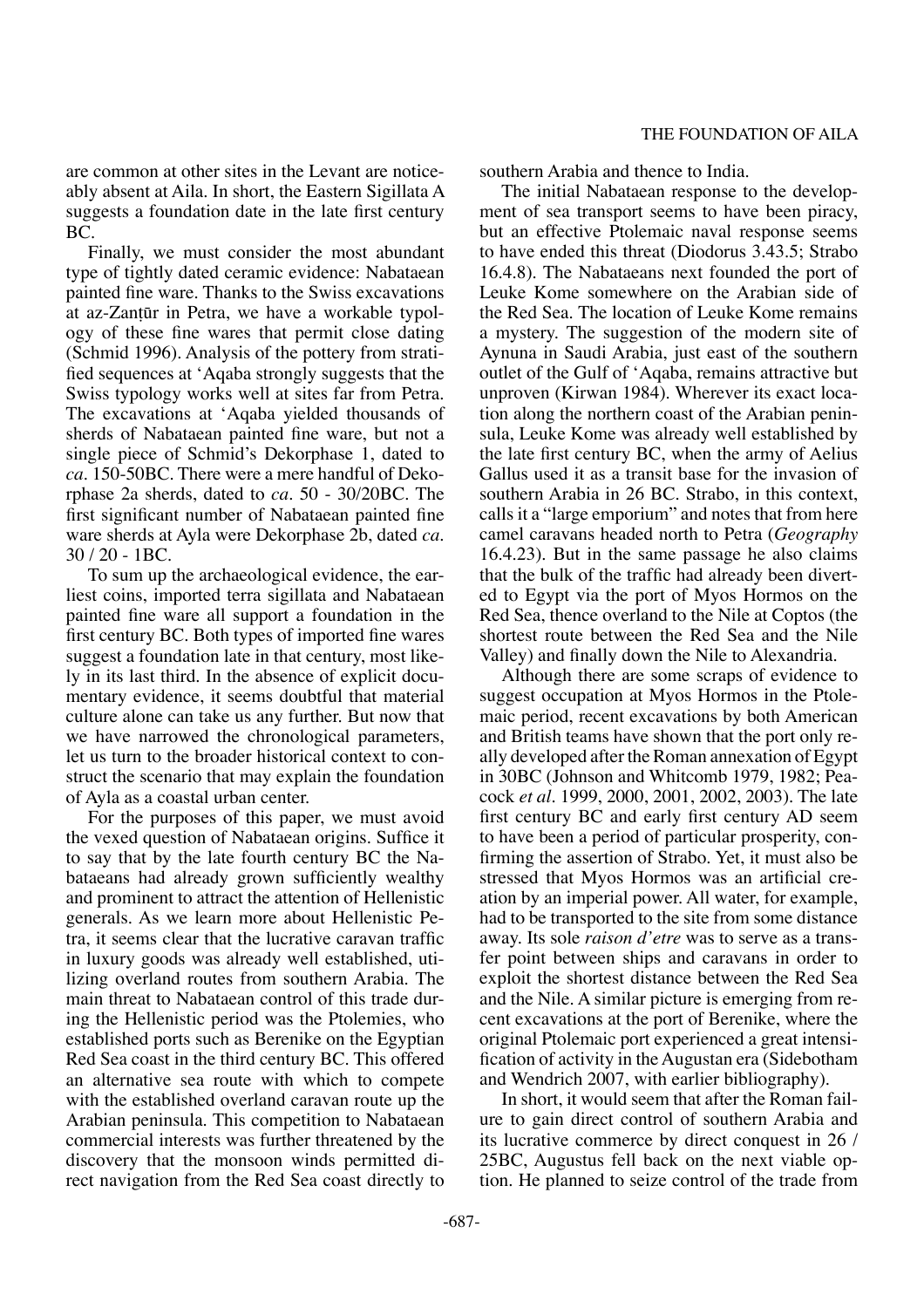are common at other sites in the Levant are noticeably absent at Aila. In short, the Eastern Sigillata A suggests a foundation date in the late first century BC.

Finally, we must consider the most abundant type of tightly dated ceramic evidence: Nabataean painted fine ware. Thanks to the Swiss excavations at az-Zanṭūr in Petra, we have a workable typology of these fine wares that permit close dating (Schmid 1996). Analysis of the pottery from stratified sequences at ʿAqaba strongly suggests that the Swiss typology works well at sites far from Petra. The excavations at ʿAqaba yielded thousands of sherds of Nabataean painted fine ware, but not a single piece of Schmid's Dekorphase 1, dated to *ca*. 150-50BC. There were a mere handful of Dekorphase 2a sherds, dated to *ca*. 50 - 30/20BC. The first significant number of Nabataean painted fine ware sherds at Ayla were Dekorphase 2b, dated *ca*. 30 / 20 - 1BC.

To sum up the archaeological evidence, the earliest coins, imported terra sigillata and Nabataean painted fine ware all support a foundation in the first century BC. Both types of imported fine wares suggest a foundation late in that century, most likely in its last third. In the absence of explicit documentary evidence, it seems doubtful that material culture alone can take us any further. But now that we have narrowed the chronological parameters, let us turn to the broader historical context to construct the scenario that may explain the foundation of Ayla as a coastal urban center.

For the purposes of this paper, we must avoid the vexed question of Nabataean origins. Suffice it to say that by the late fourth century BC the Nabataeans had already grown sufficiently wealthy and prominent to attract the attention of Hellenistic generals. As we learn more about Hellenistic Petra, it seems clear that the lucrative caravan traffic in luxury goods was already well established, utilizing overland routes from southern Arabia. The main threat to Nabataean control of this trade during the Hellenistic period was the Ptolemies, who established ports such as Berenike on the Egyptian Red Sea coast in the third century BC. This offered an alternative sea route with which to compete with the established overland caravan route up the Arabian peninsula. This competition to Nabataean commercial interests was further threatened by the discovery that the monsoon winds permitted direct navigation from the Red Sea coast directly to southern Arabia and thence to India.

The initial Nabataean response to the development of sea transport seems to have been piracy, but an effective Ptolemaic naval response seems to have ended this threat (Diodorus 3.43.5; Strabo 16.4.8). The Nabataeans next founded the port of Leuke Kome somewhere on the Arabian side of the Red Sea. The location of Leuke Kome remains a mystery. The suggestion of the modern site of Aynuna in Saudi Arabia, just east of the southern outlet of the Gulf of ʿAqaba, remains attractive but unproven (Kirwan 1984). Wherever its exact location along the northern coast of the Arabian peninsula, Leuke Kome was already well established by the late first century BC, when the army of Aelius Gallus used it as a transit base for the invasion of southern Arabia in 26 BC. Strabo, in this context, calls it a "large emporium" and notes that from here camel caravans headed north to Petra (*Geography* 16.4.23). But in the same passage he also claims that the bulk of the traffic had already been diverted to Egypt via the port of Myos Hormos on the Red Sea, thence overland to the Nile at Coptos (the shortest route between the Red Sea and the Nile Valley) and finally down the Nile to Alexandria.

Although there are some scraps of evidence to suggest occupation at Myos Hormos in the Ptolemaic period, recent excavations by both American and British teams have shown that the port only really developed after the Roman annexation of Egypt in 30BC (Johnson and Whitcomb 1979, 1982; Peacock *et al*. 1999, 2000, 2001, 2002, 2003). The late first century BC and early first century AD seem to have been a period of particular prosperity, confirming the assertion of Strabo. Yet, it must also be stressed that Myos Hormos was an artificial creation by an imperial power. All water, for example, had to be transported to the site from some distance away. Its sole *raison d'etre* was to serve as a transfer point between ships and caravans in order to exploit the shortest distance between the Red Sea and the Nile. A similar picture is emerging from recent excavations at the port of Berenike, where the original Ptolemaic port experienced a great intensification of activity in the Augustan era (Sidebotham and Wendrich 2007, with earlier bibliography).

In short, it would seem that after the Roman failure to gain direct control of southern Arabia and its lucrative commerce by direct conquest in 26 / 25BC, Augustus fell back on the next viable option. He planned to seize control of the trade from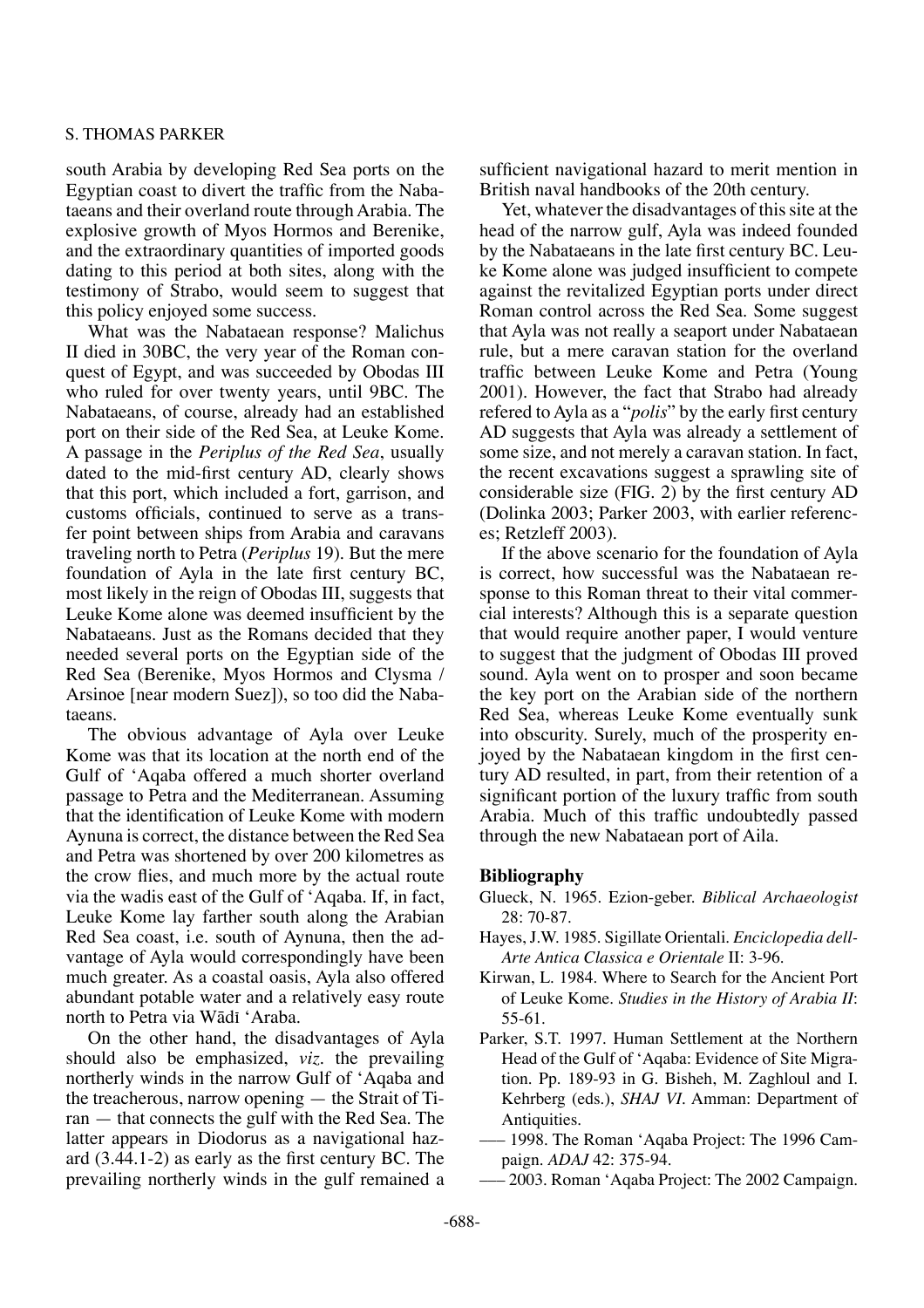south Arabia by developing Red Sea ports on the Egyptian coast to divert the traffic from the Nabataeans and their overland route through Arabia. The explosive growth of Myos Hormos and Berenike, and the extraordinary quantities of imported goods dating to this period at both sites, along with the testimony of Strabo, would seem to suggest that this policy enjoyed some success.

What was the Nabataean response? Malichus II died in 30BC, the very year of the Roman conquest of Egypt, and was succeeded by Obodas III who ruled for over twenty years, until 9BC. The Nabataeans, of course, already had an established port on their side of the Red Sea, at Leuke Kome. A passage in the *Periplus of the Red Sea*, usually dated to the mid-first century AD, clearly shows that this port, which included a fort, garrison, and customs officials, continued to serve as a transfer point between ships from Arabia and caravans traveling north to Petra (*Periplus* 19). But the mere foundation of Ayla in the late first century BC, most likely in the reign of Obodas III, suggests that Leuke Kome alone was deemed insufficient by the Nabataeans. Just as the Romans decided that they needed several ports on the Egyptian side of the Red Sea (Berenike, Myos Hormos and Clysma / Arsinoe [near modern Suez]), so too did the Nabataeans.

The obvious advantage of Ayla over Leuke Kome was that its location at the north end of the Gulf of 'Aqaba offered a much shorter overland passage to Petra and the Mediterranean. Assuming that the identification of Leuke Kome with modern Aynuna is correct, the distance between the Red Sea and Petra was shortened by over 200 kilometres as the crow flies, and much more by the actual route via the wadis east of the Gulf of 'Aqaba. If, in fact, Leuke Kome lay farther south along the Arabian Red Sea coast, i.e. south of Aynuna, then the advantage of Ayla would correspondingly have been much greater. As a coastal oasis, Ayla also offered abundant potable water and a relatively easy route north to Petra via Wādī 'Araba.

On the other hand, the disadvantages of Ayla should also be emphasized, *viz.* the prevailing northerly winds in the narrow Gulf of 'Aqaba and the treacherous, narrow opening — the Strait of Tiran — that connects the gulf with the Red Sea. The latter appears in Diodorus as a navigational hazard (3.44.1-2) as early as the first century BC. The prevailing northerly winds in the gulf remained a sufficient navigational hazard to merit mention in British naval handbooks of the 20th century.

Yet, whatever the disadvantages of this site at the head of the narrow gulf, Ayla was indeed founded by the Nabataeans in the late first century BC. Leuke Kome alone was judged insufficient to compete against the revitalized Egyptian ports under direct Roman control across the Red Sea. Some suggest that Ayla was not really a seaport under Nabataean rule, but a mere caravan station for the overland traffic between Leuke Kome and Petra (Young 2001). However, the fact that Strabo had already refered to Ayla as a "*polis*" by the early first century AD suggests that Ayla was already a settlement of some size, and not merely a caravan station. In fact, the recent excavations suggest a sprawling site of considerable size (FIG. 2) by the first century AD (Dolinka 2003; Parker 2003, with earlier references; Retzleff 2003).

If the above scenario for the foundation of Ayla is correct, how successful was the Nabataean response to this Roman threat to their vital commercial interests? Although this is a separate question that would require another paper, I would venture to suggest that the judgment of Obodas III proved sound. Ayla went on to prosper and soon became the key port on the Arabian side of the northern Red Sea, whereas Leuke Kome eventually sunk into obscurity. Surely, much of the prosperity enjoyed by the Nabataean kingdom in the first century AD resulted, in part, from their retention of a significant portion of the luxury traffic from south Arabia. Much of this traffic undoubtedly passed through the new Nabataean port of Aila.

## Bibliography

Glueck, N. 1965. Ezion-geber. *Biblical Archaeologist* 28: 70-87.

Hayes, J.W. 1985. Sigillate Orientali. *Enciclopedia dell-Arte Antica Classica e Orientale* II: 3-96.

Kirwan, L. 1984. Where to Search for the Ancient Port of Leuke Kome. *Studies in the History of Arabia II*: 55-61.

Parker, S.T. 1997. Human Settlement at the Northern Head of the Gulf of 'Aqaba: Evidence of Site Migration. Pp. 189-93 in G. Bisheh, M. Zaghloul and I. Kehrberg (eds.), *SHAJ VI*. Amman: Department of Antiquities.

—— 1998. The Roman 'Aqaba Project: The 1996 Campaign. *ADAJ* 42: 375-94.

—— 2003. Roman 'Aqaba Project: The 2002 Campaign.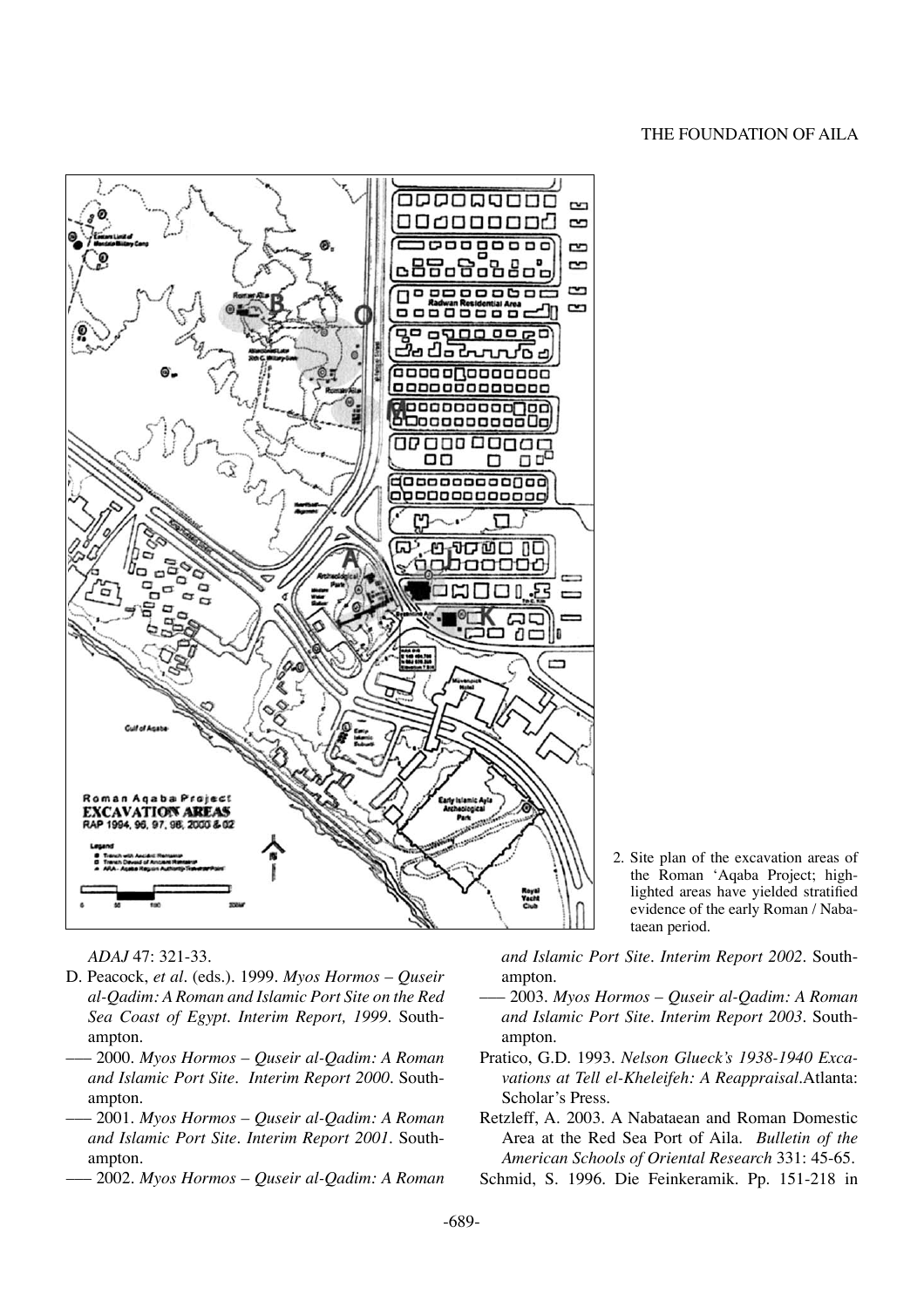2. Site plan of the excavation areas of the Roman 'Aqaba Project; highlighted areas have yielded stratified evidence of the early Roman / Nabataean period.

*ADAJ* 47: 321-33.

D. Peacock, *et al*. (eds.). 1999. *Myos Hormos – Quseir al-Qadim: A Roman and Islamic Port Site on the Red Sea Coast of Egypt. Interim Report, 1999*. Southampton.

—— 2000. *Myos Hormos – Quseir al-Qadim: A Roman and Islamic Port Site. Interim Report 2000*. Southampton.

—— 2001. *Myos Hormos – Quseir al-Qadim: A Roman and Islamic Port Site. Interim Report 2001*. Southampton.

—— 2002. *Myos Hormos – Quseir al-Qadim: A Roman and Islamic Port Site. Interim Report 2002*. Southampton.

—— 2003. *Myos Hormos – Quseir al-Qadim: A Roman and Islamic Port Site. Interim Report 2003*. Southampton.

Pratico, G.D. 1993. *Nelson Glueck's 1938-1940 Excavations at Tell el-Kheleifeh: A Reappraisal*.Atlanta: Scholar's Press.

Retzleff, A. 2003. A Nabataean and Roman Domestic Area at the Red Sea Port of Aila. *Bulletin of the American Schools of Oriental Research* 331: 45-65.

Schmid, S. 1996. Die Feinkeramik. Pp. 151-218 in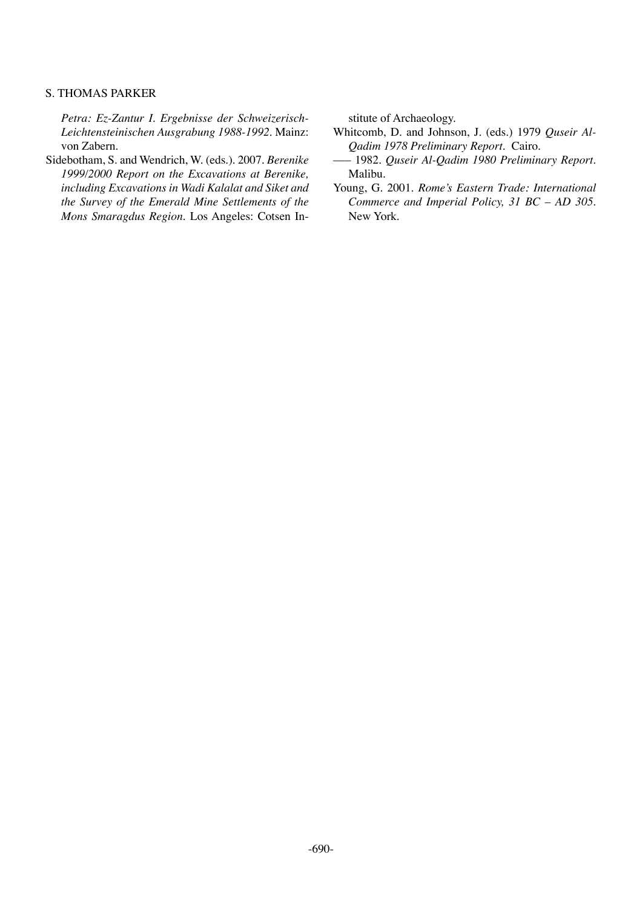*Petra: Ez-Zantur I. Ergebnisse der Schweizerisch-Leichtensteinischen Ausgrabung 1988-1992*. Mainz: von Zabern.

Sidebotham, S. and Wendrich, W. (eds.). 2007. *Berenike 1999/2000 Report on the Excavations at Berenike, including Excavations in Wadi Kalalat and Siket and the Survey of the Emerald Mine Settlements of the Mons Smaragdus Region*. Los Angeles: Cotsen Institute of Archaeology.

Whitcomb, D. and Johnson, J. (eds.) 1979 *Quseir Al-Qadim 1978 Preliminary Report*. Cairo.

—— 1982. *Quseir Al-Qadim 1980 Preliminary Report*. Malibu.

Young, G. 2001. *Rome's Eastern Trade: International Commerce and Imperial Policy, 31 BC – AD 305*. New York.